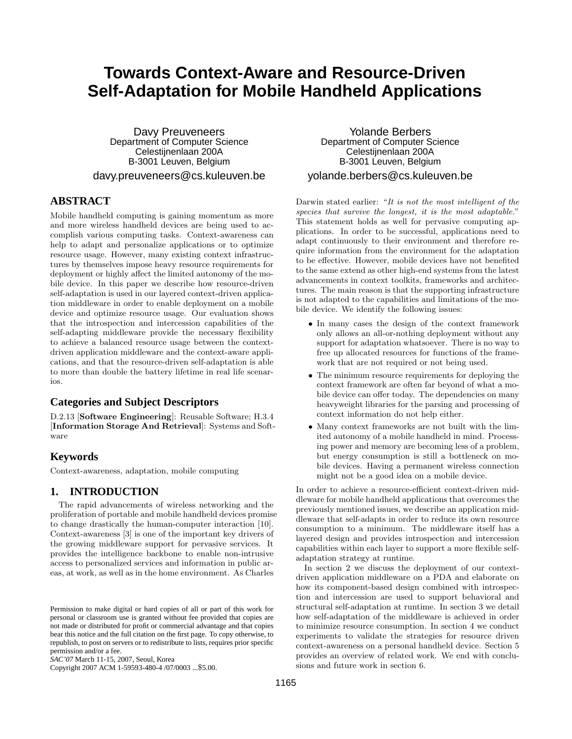# Towards Context-Aware and Resource-Driven Self-Adaptation for Mobile Handheld Applications

Davy Preuveneers
Department of Computer Science
Celestijnenlaan 200A
B-3001 Leuven, Belgium
davy.preuveneers@cs.kuleuven.be

Yolande Berbers
Department of Computer Science
Celestijnenlaan 200A
B-3001 Leuven, Belgium
yolande.berbers@cs.kuleuven.be

## ABSTRACT

Mobile handheld computing is gaining momentum as more and more wireless handheld devices are being used to accomplish various computing tasks. Context-awareness can help to adapt and personalize applications or to optimize resource usage. However, many existing context infrastructures by themselves impose heavy resource requirements for deployment or highly affect the limited autonomy of the mobile device. In this paper we describe how resource-driven self-adaptation is used in our layered context-driven application middleware in order to enable deployment on a mobile device and optimize resource usage. Our evaluation shows that the introspection and intercession capabilities of the self-adapting middleware provide the necessary flexibility to achieve a balanced resource usage between the context-driven application middleware and the context-aware applications, and that the resource-driven self-adaptation is able to more than double the battery lifetime in real life scenarios.

## Categories and Subject Descriptors

D.2.13 [**Software Engineering**]: Reusable Software; H.3.4 [**Information Storage And Retrieval**]: Systems and Software

## Keywords

Context-awareness, adaptation, mobile computing

## 1. INTRODUCTION

The rapid advancements of wireless networking and the proliferation of portable and mobile handheld devices promise to change drastically the human-computer interaction [10]. Context-awareness [3] is one of the important key drivers of the growing middleware support for pervasive services. It provides the intelligence backbone to enable non-intrusive access to personalized services and information in public areas, at work, as well as in the home environment. As Charles Darwin stated earlier: "*It is not the most intelligent of the species that survive the longest, it is the most adaptable.*" This statement holds as well for pervasive computing applications. In order to be successful, applications need to adapt continuously to their environment and therefore require information from the environment for the adaptation to be effective. However, mobile devices have not benefited to the same extend as other high-end systems from the latest advancements in context toolkits, frameworks and architectures. The main reason is that the supporting infrastructure is not adapted to the capabilities and limitations of the mobile device. We identify the following issues:

- In many cases the design of the context framework only allows an all-or-nothing deployment without any support for adaptation whatsoever. There is no way to free up allocated resources for functions of the framework that are not required or not being used.
- The minimum resource requirements for deploying the context framework are often far beyond of what a mobile device can offer today. The dependencies on many heavyweight libraries for the parsing and processing of context information do not help either.
- Many context frameworks are not built with the limited autonomy of a mobile handheld in mind. Processing power and memory are becoming less of a problem, but energy consumption is still a bottleneck on mobile devices. Having a permanent wireless connection might not be a good idea on a mobile device.

In order to achieve a resource-efficient context-driven middleware for mobile handheld applications that overcomes the previously mentioned issues, we describe an application middleware that self-adapts in order to reduce its own resource consumption to a minimum. The middleware itself has a layered design and provides introspection and intercession capabilities within each layer to support a more flexible self-adaptation strategy at runtime.

In section 2 we discuss the deployment of our context-driven application middleware on a PDA and elaborate on how its component-based design combined with introspection and intercession are used to support behavioral and structural self-adaptation at runtime. In section 3 we detail how self-adaptation of the middleware is achieved in order to minimize resource consumption. In section 4 we conduct experiments to validate the strategies for resource driven context-awareness on a personal handheld device. Section 5 provides an overview of related work. We end with conclusions and future work in section 6.

Permission to make digital or hard copies of all or part of this work for personal or classroom use is granted without fee provided that copies are not made or distributed for profit or commercial advantage and that copies bear this notice and the full citation on the first page. To copy otherwise, to republish, to post on servers or to redistribute to lists, requires prior specific permission and/or a fee.
*SAC'07* March 11-15, 2007, Seoul, Korea
Copyright 2007 ACM 1-59593-480-4 /07/0003 ...$5.00.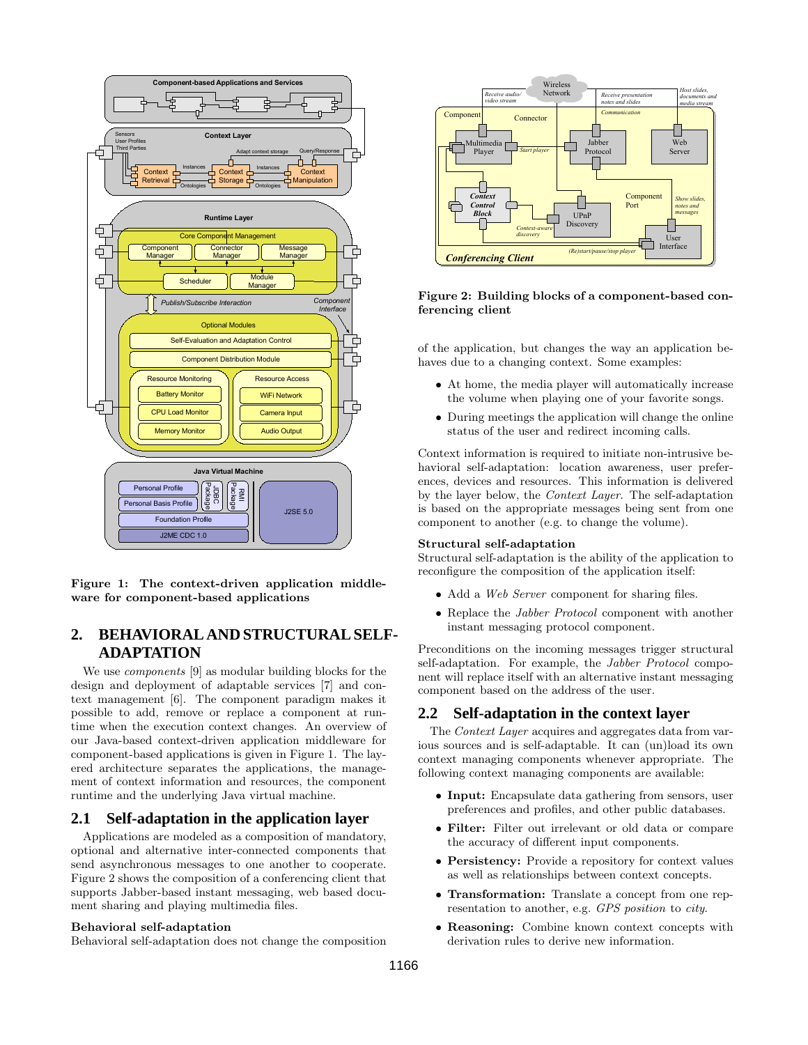Figure 1: The context-driven application middleware for component-based applications

## 2. BEHAVIORAL AND STRUCTURAL SELF-ADAPTATION

We use *components* [9] as modular building blocks for the design and deployment of adaptable services [7] and context management [6]. The component paradigm makes it possible to add, remove or replace a component at runtime when the execution context changes. An overview of our Java-based context-driven application middleware for component-based applications is given in Figure 1. The layered architecture separates the applications, the management of context information and resources, the component runtime and the underlying Java virtual machine.

### 2.1 Self-adaptation in the application layer

Applications are modeled as a composition of mandatory, optional and alternative inter-connected components that send asynchronous messages to one another to cooperate. Figure 2 shows the composition of a conferencing client that supports Jabber-based instant messaging, web based document sharing and playing multimedia files.

**Behavioral self-adaptation**

Behavioral self-adaptation does not change the composition

Figure 2: Building blocks of a component-based conferencing client

of the application, but changes the way an application behaves due to a changing context. Some examples:

- At home, the media player will automatically increase the volume when playing one of your favorite songs.
- During meetings the application will change the online status of the user and redirect incoming calls.

Context information is required to initiate non-intrusive behavioral self-adaptation: location awareness, user preferences, devices and resources. This information is delivered by the layer below, the *Context Layer*. The self-adaptation is based on the appropriate messages being sent from one component to another (e.g. to change the volume).

**Structural self-adaptation**

Structural self-adaptation is the ability of the application to reconfigure the composition of the application itself:

- Add a *Web Server* component for sharing files.
- Replace the *Jabber Protocol* component with another instant messaging protocol component.

Preconditions on the incoming messages trigger structural self-adaptation. For example, the *Jabber Protocol* component will replace itself with an alternative instant messaging component based on the address of the user.

### 2.2 Self-adaptation in the context layer

The *Context Layer* acquires and aggregates data from various sources and is self-adaptable. It can (un)load its own context managing components whenever appropriate. The following context managing components are available:

- **Input:** Encapsulate data gathering from sensors, user preferences and profiles, and other public databases.
- **Filter:** Filter out irrelevant or old data or compare the accuracy of different input components.
- **Persistency:** Provide a repository for context values as well as relationships between context concepts.
- **Transformation:** Translate a concept from one representation to another, e.g. *GPS position* to *city*.
- **Reasoning:** Combine known context concepts with derivation rules to derive new information.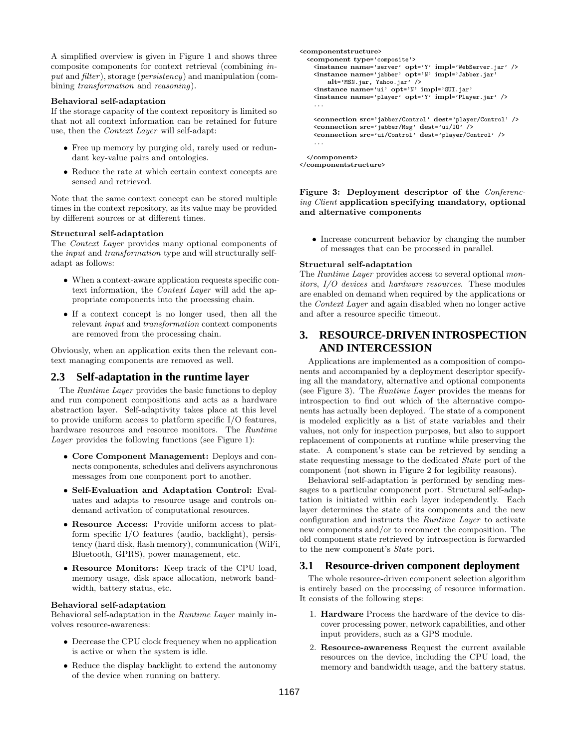A simplified overview is given in Figure 1 and shows three composite components for context retrieval (combining *input* and *filter*), storage (*persistency*) and manipulation (combining *transformation* and *reasoning*).

**Behavioral self-adaptation**

If the storage capacity of the context repository is limited so that not all context information can be retained for future use, then the *Context Layer* will self-adapt:

- Free up memory by purging old, rarely used or redundant key-value pairs and ontologies.
- Reduce the rate at which certain context concepts are sensed and retrieved.

Note that the same context concept can be stored multiple times in the context repository, as its value may be provided by different sources or at different times.

**Structural self-adaptation**

The *Context Layer* provides many optional components of the *input* and *transformation* type and will structurally self-adapt as follows:

- When a context-aware application requests specific context information, the *Context Layer* will add the appropriate components into the processing chain.
- If a context concept is no longer used, then all the relevant *input* and *transformation* context components are removed from the processing chain.

Obviously, when an application exits then the relevant context managing components are removed as well.

## 2.3 Self-adaptation in the runtime layer

The *Runtime Layer* provides the basic functions to deploy and run component compositions and acts as a hardware abstraction layer. Self-adaptivity takes place at this level to provide uniform access to platform specific I/O features, hardware resources and resource monitors. The *Runtime Layer* provides the following functions (see Figure 1):

- **Core Component Management:** Deploys and connects components, schedules and delivers asynchronous messages from one component port to another.
- **Self-Evaluation and Adaptation Control:** Evaluates and adapts to resource usage and controls on-demand activation of computational resources.
- **Resource Access:** Provide uniform access to platform specific I/O features (audio, backlight), persistency (hard disk, flash memory), communication (WiFi, Bluetooth, GPRS), power management, etc.
- **Resource Monitors:** Keep track of the CPU load, memory usage, disk space allocation, network bandwidth, battery status, etc.

**Behavioral self-adaptation**

Behavioral self-adaptation in the *Runtime Layer* mainly involves resource-awareness:

- Decrease the CPU clock frequency when no application is active or when the system is idle.
- Reduce the display backlight to extend the autonomy of the device when running on battery.

```
<componentstructure>
  <component type='composite'>
    <instance name='server' opt='Y' impl='WebServer.jar' />
    <instance name='jabber' opt='N' impl='Jabber.jar'
        alt='MSN.jar, Yahoo.jar' />
    <instance name='ui' opt='N' impl='GUI.jar'
    <instance name='player' opt='Y' impl='Player.jar' />
    ...

    <connection src='jabber/Control' dest='player/Control' />
    <connection src='jabber/Msg' dest='ui/IO' />
    <connection src='ui/Control' dest='player/Control' />
    ...

  </component>
</componentstructure>
```

**Figure 3: Deployment descriptor of the *Conferencing Client* application specifying mandatory, optional and alternative components**

- Increase concurrent behavior by changing the number of messages that can be processed in parallel.

**Structural self-adaptation**

The *Runtime Layer* provides access to several optional *monitors*, *I/O devices* and *hardware resources*. These modules are enabled on demand when required by the applications or the *Context Layer* and again disabled when no longer active and after a resource specific timeout.

# 3. RESOURCE-DRIVEN INTROSPECTION AND INTERCESSION

Applications are implemented as a composition of components and accompanied by a deployment descriptor specifying all the mandatory, alternative and optional components (see Figure 3). The *Runtime Layer* provides the means for introspection to find out which of the alternative components has actually been deployed. The state of a component is modeled explicitly as a list of state variables and their values, not only for inspection purposes, but also to support replacement of components at runtime while preserving the state. A component's state can be retrieved by sending a state requesting message to the dedicated *State* port of the component (not shown in Figure 2 for legibility reasons).

Behavioral self-adaptation is performed by sending messages to a particular component port. Structural self-adaptation is initiated within each layer independently. Each layer determines the state of its components and the new configuration and instructs the *Runtime Layer* to activate new components and/or to reconnect the composition. The old component state retrieved by introspection is forwarded to the new component's *State* port.

## 3.1 Resource-driven component deployment

The whole resource-driven component selection algorithm is entirely based on the processing of resource information. It consists of the following steps:

1. **Hardware** Process the hardware of the device to discover processing power, network capabilities, and other input providers, such as a GPS module.
2. **Resource-awareness** Request the current available resources on the device, including the CPU load, the memory and bandwidth usage, and the battery status.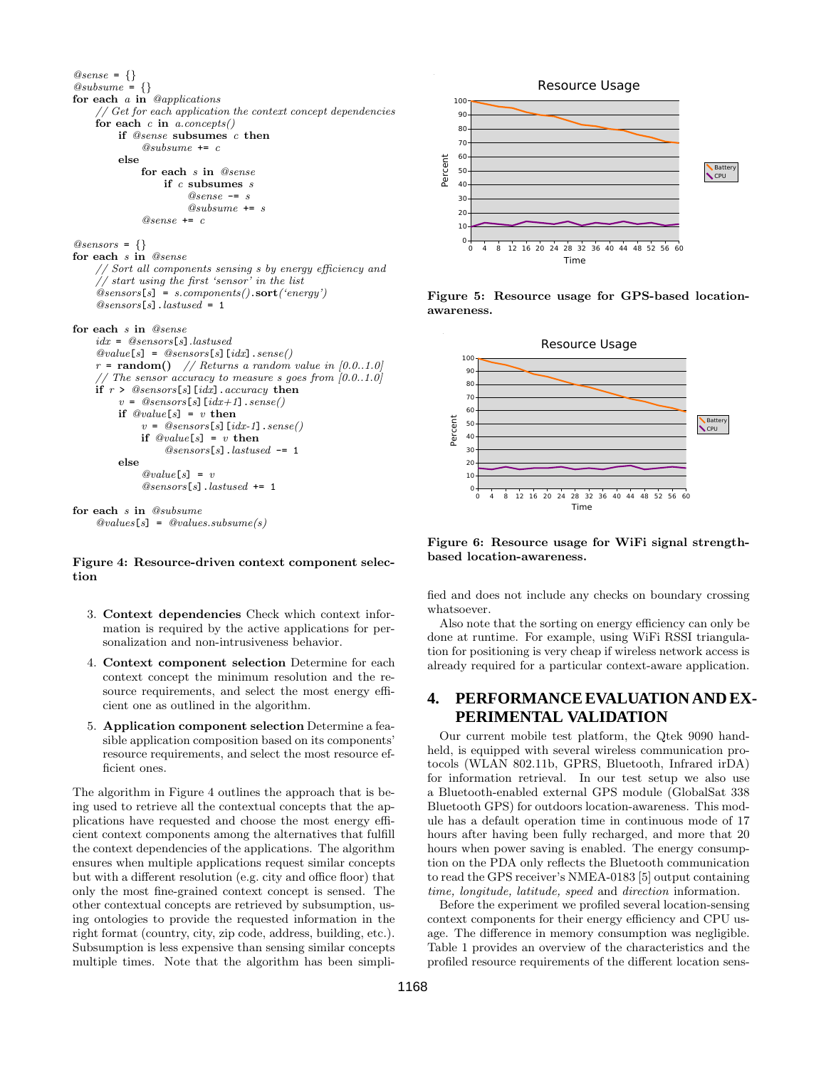```
@sense = {}
@subsume = {}
for each a in @applications
    // Get for each application the context concept dependencies
    for each c in a.concepts()
        if @sense subsumes c then
            @subsume += c
        else
            for each s in @sense
                if c subsumes s
                    @sense -= s
                    @subsume += s
            @sense += c

@sensors = {}
for each s in @sense
    // Sort all components sensing s by energy efficiency and
    // start using the first 'sensor' in the list
    @sensors[s] = s.components().sort('energy')
    @sensors[s].lastused = 1

for each s in @sense
    idx = @sensors[s].lastused
    @value[s] = @sensors[s][idx].sense()
    r = random()  // Returns a random value in [0.0..1.0]
    // The sensor accuracy to measure s goes from [0.0..1.0]
    if r > @sensors[s][idx].accuracy then
        v = @sensors[s][idx+1].sense()
        if @value[s] = v then
            v = @sensors[s][idx-1].sense()
            if @value[s] = v then
                @sensors[s].lastused -= 1
        else
            @value[s] = v
            @sensors[s].lastused += 1

for each s in @subsume
    @values[s] = @values.subsume(s)
```

**Figure 4: Resource-driven context component selection**

3. **Context dependencies** Check which context information is required by the active applications for personalization and non-intrusiveness behavior.
4. **Context component selection** Determine for each context concept the minimum resolution and the resource requirements, and select the most energy efficient one as outlined in the algorithm.
5. **Application component selection** Determine a feasible application composition based on its components' resource requirements, and select the most resource efficient ones.

The algorithm in Figure 4 outlines the approach that is being used to retrieve all the contextual concepts that the applications have requested and choose the most energy efficient context components among the alternatives that fulfill the context dependencies of the applications. The algorithm ensures when multiple applications request similar concepts but with a different resolution (e.g. city and office floor) that only the most fine-grained context concept is sensed. The other contextual concepts are retrieved by subsumption, using ontologies to provide the requested information in the right format (country, city, zip code, address, building, etc.). Subsumption is less expensive than sensing similar concepts multiple times. Note that the algorithm has been simplified and does not include any checks on boundary crossing whatsoever.

Also note that the sorting on energy efficiency can only be done at runtime. For example, using WiFi RSSI triangulation for positioning is very cheap if wireless network access is already required for a particular context-aware application.

**Figure 5: Resource usage for GPS-based location-awareness.**

**Figure 6: Resource usage for WiFi signal strength-based location-awareness.**

## 4. PERFORMANCE EVALUATION AND EXPERIMENTAL VALIDATION

Our current mobile test platform, the Qtek 9090 handheld, is equipped with several wireless communication protocols (WLAN 802.11b, GPRS, Bluetooth, Infrared irDA) for information retrieval. In our test setup we also use a Bluetooth-enabled external GPS module (GlobalSat 338 Bluetooth GPS) for outdoors location-awareness. This module has a default operation time in continuous mode of 17 hours after having been fully recharged, and more that 20 hours when power saving is enabled. The energy consumption on the PDA only reflects the Bluetooth communication to read the GPS receiver's NMEA-0183 [5] output containing *time, longitude, latitude, speed* and *direction* information.

Before the experiment we profiled several location-sensing context components for their energy efficiency and CPU usage. The difference in memory consumption was negligible. Table 1 provides an overview of the characteristics and the profiled resource requirements of the different location sens-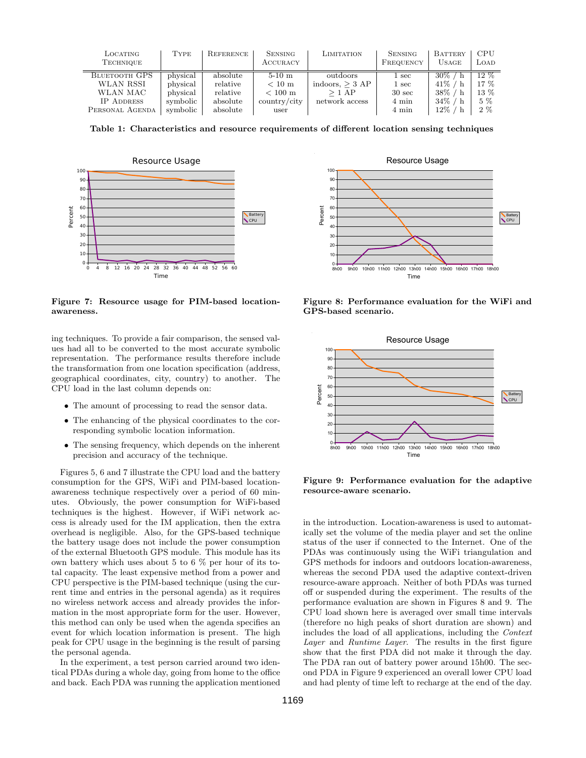| Locating Technique | Type | Reference | Sensing Accuracy | Limitation | Sensing Frequency | Battery Usage | CPU Load |
|---|---|---|---|---|---|---|---|
| Bluetooth GPS | physical | absolute | 5-10 m | outdoors | 1 sec | 30% / h | 12 % |
| WLAN RSSI | physical | relative | $< 10$ m | indoors, $\geq 3$ AP | 1 sec | 41% / h | 17 % |
| WLAN MAC | physical | relative | $< 100$ m | $\geq 1$ AP | 30 sec | 38% / h | 13 % |
| IP Address | symbolic | absolute | country/city | network access | 4 min | 34% / h | 5 % |
| Personal Agenda | symbolic | absolute | user | | 4 min | 12% / h | 2 % |

**Table 1: Characteristics and resource requirements of different location sensing techniques**

**Figure 7: Resource usage for PIM-based location-awareness.**

**Figure 8: Performance evaluation for the WiFi and GPS-based scenario.**

**Figure 9: Performance evaluation for the adaptive resource-aware scenario.**

ing techniques. To provide a fair comparison, the sensed values had all to be converted to the most accurate symbolic representation. The performance results therefore include the transformation from one location specification (address, geographical coordinates, city, country) to another. The CPU load in the last column depends on:

- The amount of processing to read the sensor data.
- The enhancing of the physical coordinates to the corresponding symbolic location information.
- The sensing frequency, which depends on the inherent precision and accuracy of the technique.

Figures 5, 6 and 7 illustrate the CPU load and the battery consumption for the GPS, WiFi and PIM-based location-awareness technique respectively over a period of 60 minutes. Obviously, the power consumption for WiFi-based techniques is the highest. However, if WiFi network access is already used for the IM application, then the extra overhead is negligible. Also, for the GPS-based technique the battery usage does not include the power consumption of the external Bluetooth GPS module. This module has its own battery which uses about 5 to 6 % per hour of its total capacity. The least expensive method from a power and CPU perspective is the PIM-based technique (using the current time and entries in the personal agenda) as it requires no wireless network access and already provides the information in the most appropriate form for the user. However, this method can only be used when the agenda specifies an event for which location information is present. The high peak for CPU usage in the beginning is the result of parsing the personal agenda.

In the experiment, a test person carried around two identical PDAs during a whole day, going from home to the office and back. Each PDA was running the application mentioned in the introduction. Location-awareness is used to automatically set the volume of the media player and set the online status of the user if connected to the Internet. One of the PDAs was continuously using the WiFi triangulation and GPS methods for indoors and outdoors location-awareness, whereas the second PDA used the adaptive context-driven resource-aware approach. Neither of both PDAs was turned off or suspended during the experiment. The results of the performance evaluation are shown in Figures 8 and 9. The CPU load shown here is averaged over small time intervals (therefore no high peaks of short duration are shown) and includes the load of all applications, including the *Context Layer* and *Runtime Layer*. The results in the first figure show that the first PDA did not make it through the day. The PDA ran out of battery power around 15h00. The second PDA in Figure 9 experienced an overall lower CPU load and had plenty of time left to recharge at the end of the day.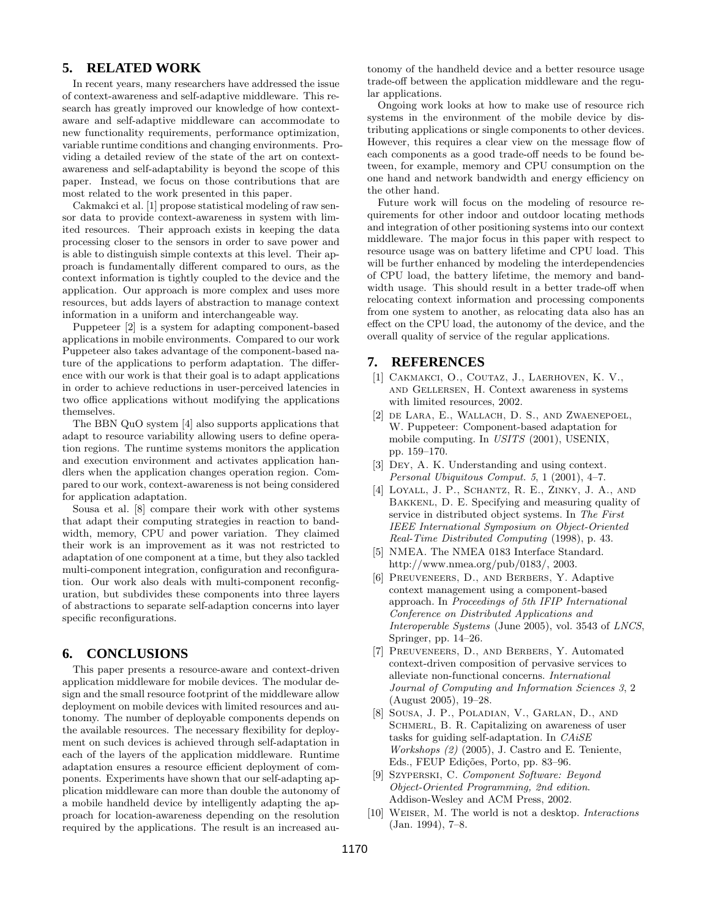## 5. RELATED WORK

In recent years, many researchers have addressed the issue of context-awareness and self-adaptive middleware. This research has greatly improved our knowledge of how context-aware and self-adaptive middleware can accommodate to new functionality requirements, performance optimization, variable runtime conditions and changing environments. Providing a detailed review of the state of the art on context-awareness and self-adaptability is beyond the scope of this paper. Instead, we focus on those contributions that are most related to the work presented in this paper.

Cakmakci et al. [1] propose statistical modeling of raw sensor data to provide context-awareness in system with limited resources. Their approach exists in keeping the data processing closer to the sensors in order to save power and is able to distinguish simple contexts at this level. Their approach is fundamentally different compared to ours, as the context information is tightly coupled to the device and the application. Our approach is more complex and uses more resources, but adds layers of abstraction to manage context information in a uniform and interchangeable way.

Puppeteer [2] is a system for adapting component-based applications in mobile environments. Compared to our work Puppeteer also takes advantage of the component-based nature of the applications to perform adaptation. The difference with our work is that their goal is to adapt applications in order to achieve reductions in user-perceived latencies in two office applications without modifying the applications themselves.

The BBN QuO system [4] also supports applications that adapt to resource variability allowing users to define operation regions. The runtime systems monitors the application and execution environment and activates application handlers when the application changes operation region. Compared to our work, context-awareness is not being considered for application adaptation.

Sousa et al. [8] compare their work with other systems that adapt their computing strategies in reaction to bandwidth, memory, CPU and power variation. They claimed their work is an improvement as it was not restricted to adaptation of one component at a time, but they also tackled multi-component integration, configuration and reconfiguration. Our work also deals with multi-component reconfiguration, but subdivides these components into three layers of abstractions to separate self-adaption concerns into layer specific reconfigurations.

## 6. CONCLUSIONS

This paper presents a resource-aware and context-driven application middleware for mobile devices. The modular design and the small resource footprint of the middleware allow deployment on mobile devices with limited resources and autonomy. The number of deployable components depends on the available resources. The necessary flexibility for deployment on such devices is achieved through self-adaptation in each of the layers of the application middleware. Runtime adaptation ensures a resource efficient deployment of components. Experiments have shown that our self-adapting application middleware can more than double the autonomy of a mobile handheld device by intelligently adapting the approach for location-awareness depending on the resolution required by the applications. The result is an increased autonomy of the handheld device and a better resource usage trade-off between the application middleware and the regular applications.

Ongoing work looks at how to make use of resource rich systems in the environment of the mobile device by distributing applications or single components to other devices. However, this requires a clear view on the message flow of each components as a good trade-off needs to be found between, for example, memory and CPU consumption on the one hand and network bandwidth and energy efficiency on the other hand.

Future work will focus on the modeling of resource requirements for other indoor and outdoor locating methods and integration of other positioning systems into our context middleware. The major focus in this paper with respect to resource usage was on battery lifetime and CPU load. This will be further enhanced by modeling the interdependencies of CPU load, the battery lifetime, the memory and bandwidth usage. This should result in a better trade-off when relocating context information and processing components from one system to another, as relocating data also has an effect on the CPU load, the autonomy of the device, and the overall quality of service of the regular applications.

## 7. REFERENCES

[1] Cakmakci, O., Coutaz, J., Laerhoven, K. V., and Gellersen, H. Context awareness in systems with limited resources, 2002.

[2] de Lara, E., Wallach, D. S., and Zwaenepoel, W. Puppeteer: Component-based adaptation for mobile computing. In *USITS* (2001), USENIX, pp. 159–170.

[3] Dey, A. K. Understanding and using context. *Personal Ubiquitous Comput. 5*, 1 (2001), 4–7.

[4] Loyall, J. P., Schantz, R. E., Zinky, J. A., and Bakkenl, D. E. Specifying and measuring quality of service in distributed object systems. In *The First IEEE International Symposium on Object-Oriented Real-Time Distributed Computing* (1998), p. 43.

[5] NMEA. The NMEA 0183 Interface Standard. http://www.nmea.org/pub/0183/, 2003.

[6] Preuveneers, D., and Berbers, Y. Adaptive context management using a component-based approach. In *Proceedings of 5th IFIP International Conference on Distributed Applications and Interoperable Systems* (June 2005), vol. 3543 of *LNCS*, Springer, pp. 14–26.

[7] Preuveneers, D., and Berbers, Y. Automated context-driven composition of pervasive services to alleviate non-functional concerns. *International Journal of Computing and Information Sciences 3*, 2 (August 2005), 19–28.

[8] Sousa, J. P., Poladian, V., Garlan, D., and Schmerl, B. R. Capitalizing on awareness of user tasks for guiding self-adaptation. In *CAiSE Workshops (2)* (2005), J. Castro and E. Teniente, Eds., FEUP Edições, Porto, pp. 83–96.

[9] Szyperski, C. *Component Software: Beyond Object-Oriented Programming, 2nd edition*. Addison-Wesley and ACM Press, 2002.

[10] Weiser, M. The world is not a desktop. *Interactions* (Jan. 1994), 7–8.